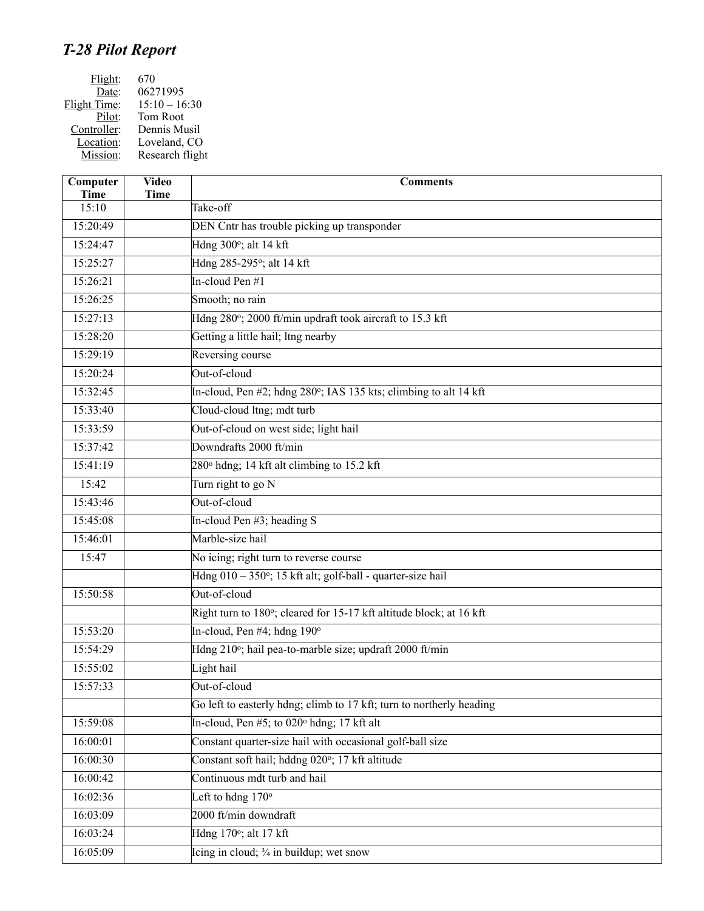# *T-28 Pilot Report*

Flight: 670
Date: 06271995
Flight Time: 15:10 – 16:30
Pilot: Tom Root
Controller: Dennis Musil
Location: Loveland, CO
Mission: Research flight

| Computer Time | Video Time | Comments |
|---|---|---|
| 15:10 | | Take-off |
| 15:20:49 | | DEN Cntr has trouble picking up transponder |
| 15:24:47 | | Hdng 300°; alt 14 kft |
| 15:25:27 | | Hdng 285-295°; alt 14 kft |
| 15:26:21 | | In-cloud Pen #1 |
| 15:26:25 | | Smooth; no rain |
| 15:27:13 | | Hdng 280°; 2000 ft/min updraft took aircraft to 15.3 kft |
| 15:28:20 | | Getting a little hail; ltng nearby |
| 15:29:19 | | Reversing course |
| 15:20:24 | | Out-of-cloud |
| 15:32:45 | | In-cloud, Pen #2; hdng 280°; IAS 135 kts; climbing to alt 14 kft |
| 15:33:40 | | Cloud-cloud ltng; mdt turb |
| 15:33:59 | | Out-of-cloud on west side; light hail |
| 15:37:42 | | Downdrafts 2000 ft/min |
| 15:41:19 | | 280° hdng; 14 kft alt climbing to 15.2 kft |
| 15:42 | | Turn right to go N |
| 15:43:46 | | Out-of-cloud |
| 15:45:08 | | In-cloud Pen #3; heading S |
| 15:46:01 | | Marble-size hail |
| 15:47 | | No icing; right turn to reverse course |
| | | Hdng 010 – 350°; 15 kft alt; golf-ball - quarter-size hail |
| 15:50:58 | | Out-of-cloud |
| | | Right turn to 180°; cleared for 15-17 kft altitude block; at 16 kft |
| 15:53:20 | | In-cloud, Pen #4; hdng 190° |
| 15:54:29 | | Hdng 210°; hail pea-to-marble size; updraft 2000 ft/min |
| 15:55:02 | | Light hail |
| 15:57:33 | | Out-of-cloud |
| | | Go left to easterly hdng; climb to 17 kft; turn to northerly heading |
| 15:59:08 | | In-cloud, Pen #5; to 020° hdng; 17 kft alt |
| 16:00:01 | | Constant quarter-size hail with occasional golf-ball size |
| 16:00:30 | | Constant soft hail; hddng 020°; 17 kft altitude |
| 16:00:42 | | Continuous mdt turb and hail |
| 16:02:36 | | Left to hdng 170° |
| 16:03:09 | | 2000 ft/min downdraft |
| 16:03:24 | | Hdng 170°; alt 17 kft |
| 16:05:09 | | Icing in cloud; ¾ in buildup; wet snow |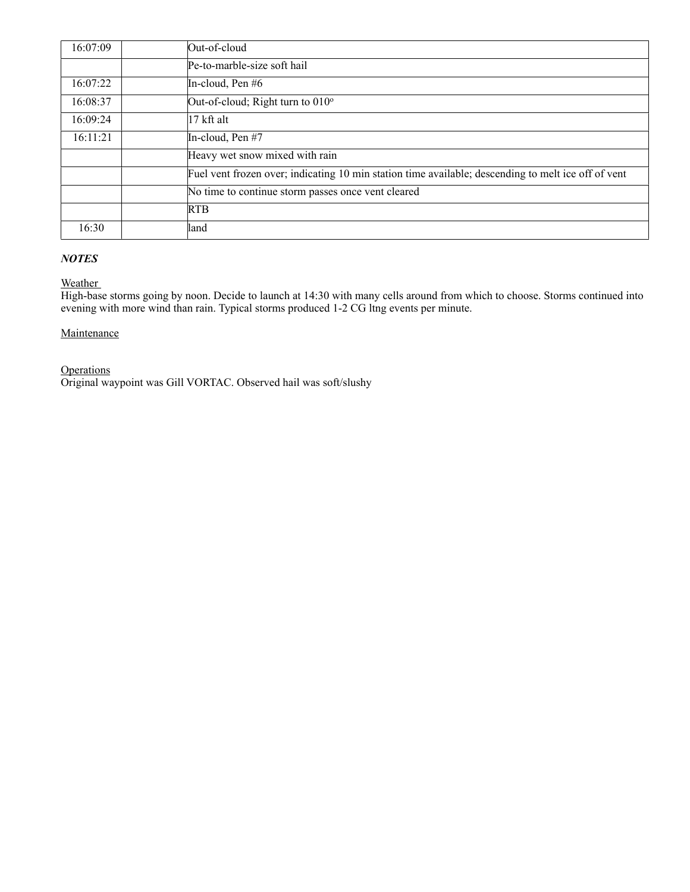| | | |
|---|---|---|
| 16:07:09 | | Out-of-cloud |
| | | Pe-to-marble-size soft hail |
| 16:07:22 | | In-cloud, Pen #6 |
| 16:08:37 | | Out-of-cloud; Right turn to 010° |
| 16:09:24 | | 17 kft alt |
| 16:11:21 | | In-cloud, Pen #7 |
| | | Heavy wet snow mixed with rain |
| | | Fuel vent frozen over; indicating 10 min station time available; descending to melt ice off of vent |
| | | No time to continue storm passes once vent cleared |
| | | RTB |
| 16:30 | | land |

***NOTES***

Weather

High-base storms going by noon. Decide to launch at 14:30 with many cells around from which to choose. Storms continued into evening with more wind than rain. Typical storms produced 1-2 CG ltng events per minute.

Maintenance

Operations

Original waypoint was Gill VORTAC. Observed hail was soft/slushy